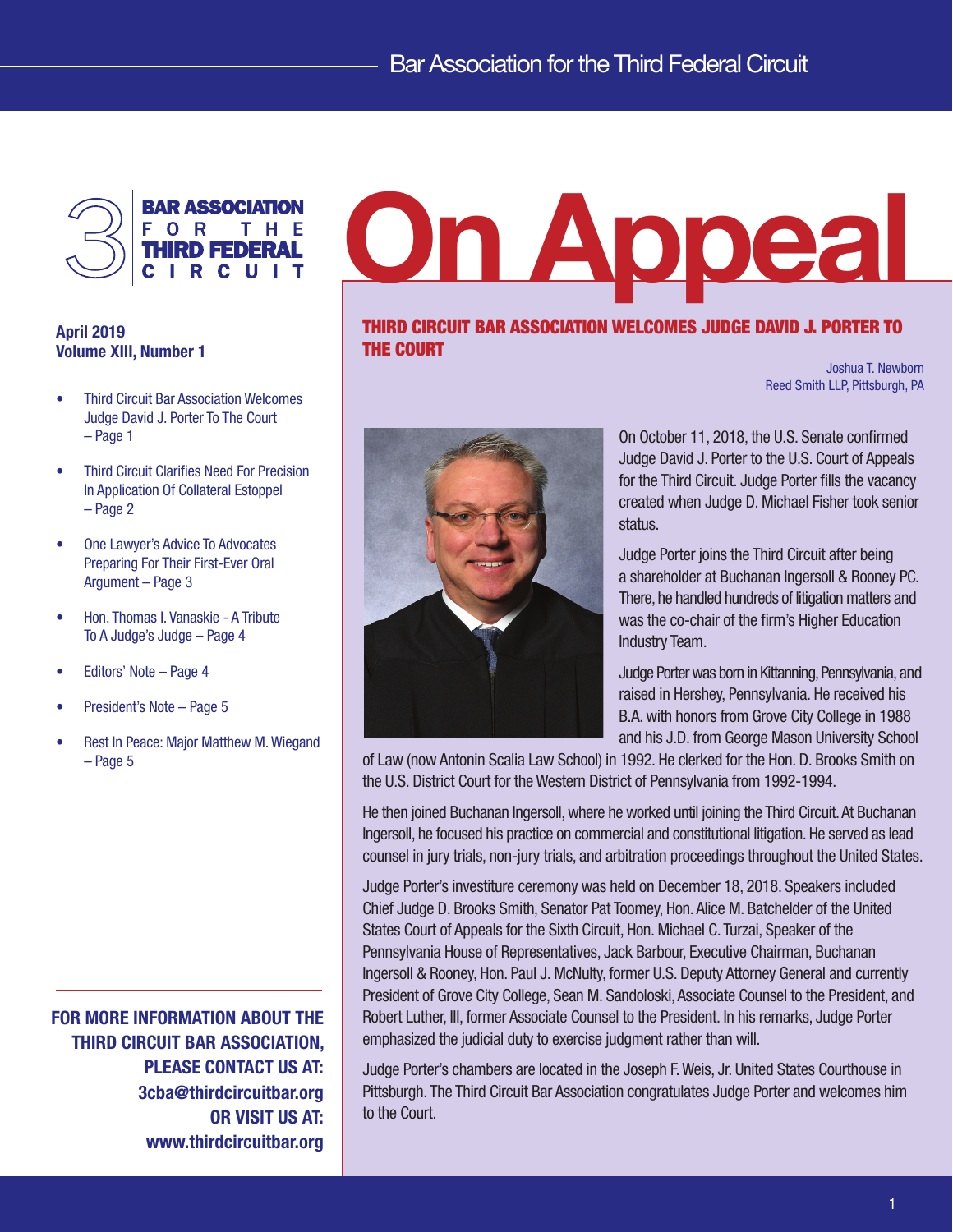# On Appeal

**Bar Association for the Third Federal Circuit**

**April 2019**
**Volume XIII, Number 1**

- Third Circuit Bar Association Welcomes Judge David J. Porter To The Court – Page 1
- Third Circuit Clarifies Need For Precision In Application Of Collateral Estoppel – Page 2
- One Lawyer's Advice To Advocates Preparing For Their First-Ever Oral Argument – Page 3
- Hon. Thomas I. Vanaskie - A Tribute To A Judge's Judge – Page 4
- Editors' Note – Page 4
- President's Note – Page 5
- Rest In Peace: Major Matthew M. Wiegand – Page 5

**FOR MORE INFORMATION ABOUT THE THIRD CIRCUIT BAR ASSOCIATION, PLEASE CONTACT US AT: 3cba@thirdcircuitbar.org OR VISIT US AT: www.thirdcircuitbar.org**

## THIRD CIRCUIT BAR ASSOCIATION WELCOMES JUDGE DAVID J. PORTER TO THE COURT

Joshua T. Newborn
Reed Smith LLP, Pittsburgh, PA

On October 11, 2018, the U.S. Senate confirmed Judge David J. Porter to the U.S. Court of Appeals for the Third Circuit. Judge Porter fills the vacancy created when Judge D. Michael Fisher took senior status.

Judge Porter joins the Third Circuit after being a shareholder at Buchanan Ingersoll & Rooney PC. There, he handled hundreds of litigation matters and was the co-chair of the firm's Higher Education Industry Team.

Judge Porter was born in Kittanning, Pennsylvania, and raised in Hershey, Pennsylvania. He received his B.A. with honors from Grove City College in 1988 and his J.D. from George Mason University School of Law (now Antonin Scalia Law School) in 1992. He clerked for the Hon. D. Brooks Smith on the U.S. District Court for the Western District of Pennsylvania from 1992-1994.

He then joined Buchanan Ingersoll, where he worked until joining the Third Circuit. At Buchanan Ingersoll, he focused his practice on commercial and constitutional litigation. He served as lead counsel in jury trials, non-jury trials, and arbitration proceedings throughout the United States.

Judge Porter's investiture ceremony was held on December 18, 2018. Speakers included Chief Judge D. Brooks Smith, Senator Pat Toomey, Hon. Alice M. Batchelder of the United States Court of Appeals for the Sixth Circuit, Hon. Michael C. Turzai, Speaker of the Pennsylvania House of Representatives, Jack Barbour, Executive Chairman, Buchanan Ingersoll & Rooney, Hon. Paul J. McNulty, former U.S. Deputy Attorney General and currently President of Grove City College, Sean M. Sandoloski, Associate Counsel to the President, and Robert Luther, III, former Associate Counsel to the President. In his remarks, Judge Porter emphasized the judicial duty to exercise judgment rather than will.

Judge Porter's chambers are located in the Joseph F. Weis, Jr. United States Courthouse in Pittsburgh. The Third Circuit Bar Association congratulates Judge Porter and welcomes him to the Court.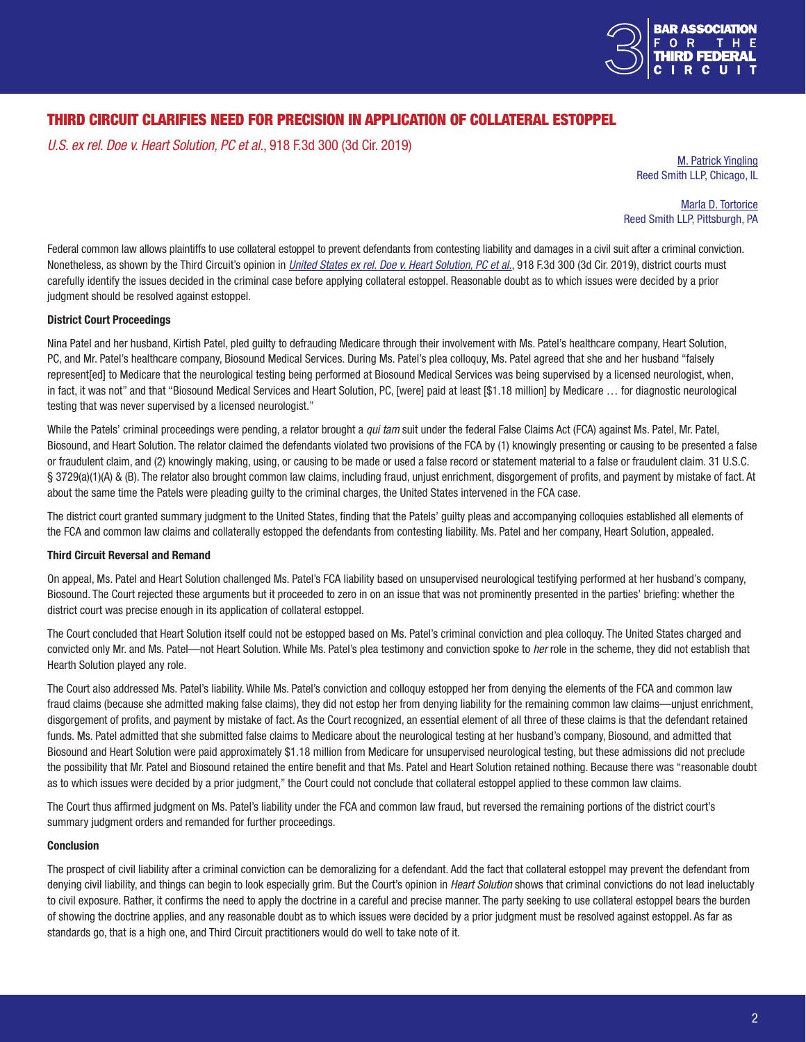# THIRD CIRCUIT CLARIFIES NEED FOR PRECISION IN APPLICATION OF COLLATERAL ESTOPPEL

*U.S. ex rel. Doe v. Heart Solution, PC et al.*, 918 F.3d 300 (3d Cir. 2019)

M. Patrick Yingling
Reed Smith LLP, Chicago, IL

Marla D. Tortorice
Reed Smith LLP, Pittsburgh, PA

Federal common law allows plaintiffs to use collateral estoppel to prevent defendants from contesting liability and damages in a civil suit after a criminal conviction. Nonetheless, as shown by the Third Circuit's opinion in *United States ex rel. Doe v. Heart Solution, PC et al.*, 918 F.3d 300 (3d Cir. 2019), district courts must carefully identify the issues decided in the criminal case before applying collateral estoppel. Reasonable doubt as to which issues were decided by a prior judgment should be resolved against estoppel.

**District Court Proceedings**

Nina Patel and her husband, Kirtish Patel, pled guilty to defrauding Medicare through their involvement with Ms. Patel's healthcare company, Heart Solution, PC, and Mr. Patel's healthcare company, Biosound Medical Services. During Ms. Patel's plea colloquy, Ms. Patel agreed that she and her husband "falsely represent[ed] to Medicare that the neurological testing being performed at Biosound Medical Services was being supervised by a licensed neurologist, when, in fact, it was not" and that "Biosound Medical Services and Heart Solution, PC, [were] paid at least [$1.18 million] by Medicare … for diagnostic neurological testing that was never supervised by a licensed neurologist."

While the Patels' criminal proceedings were pending, a relator brought a *qui tam* suit under the federal False Claims Act (FCA) against Ms. Patel, Mr. Patel, Biosound, and Heart Solution. The relator claimed the defendants violated two provisions of the FCA by (1) knowingly presenting or causing to be presented a false or fraudulent claim, and (2) knowingly making, using, or causing to be made or used a false record or statement material to a false or fraudulent claim. 31 U.S.C. § 3729(a)(1)(A) & (B). The relator also brought common law claims, including fraud, unjust enrichment, disgorgement of profits, and payment by mistake of fact. At about the same time the Patels were pleading guilty to the criminal charges, the United States intervened in the FCA case.

The district court granted summary judgment to the United States, finding that the Patels' guilty pleas and accompanying colloquies established all elements of the FCA and common law claims and collaterally estopped the defendants from contesting liability. Ms. Patel and her company, Heart Solution, appealed.

**Third Circuit Reversal and Remand**

On appeal, Ms. Patel and Heart Solution challenged Ms. Patel's FCA liability based on unsupervised neurological testifying performed at her husband's company, Biosound. The Court rejected these arguments but it proceeded to zero in on an issue that was not prominently presented in the parties' briefing: whether the district court was precise enough in its application of collateral estoppel.

The Court concluded that Heart Solution itself could not be estopped based on Ms. Patel's criminal conviction and plea colloquy. The United States charged and convicted only Mr. and Ms. Patel—not Heart Solution. While Ms. Patel's plea testimony and conviction spoke to *her* role in the scheme, they did not establish that Hearth Solution played any role.

The Court also addressed Ms. Patel's liability. While Ms. Patel's conviction and colloquy estopped her from denying the elements of the FCA and common law fraud claims (because she admitted making false claims), they did not estop her from denying liability for the remaining common law claims—unjust enrichment, disgorgement of profits, and payment by mistake of fact. As the Court recognized, an essential element of all three of these claims is that the defendant retained funds. Ms. Patel admitted that she submitted false claims to Medicare about the neurological testing at her husband's company, Biosound, and admitted that Biosound and Heart Solution were paid approximately $1.18 million from Medicare for unsupervised neurological testing, but these admissions did not preclude the possibility that Mr. Patel and Biosound retained the entire benefit and that Ms. Patel and Heart Solution retained nothing. Because there was "reasonable doubt as to which issues were decided by a prior judgment," the Court could not conclude that collateral estoppel applied to these common law claims.

The Court thus affirmed judgment on Ms. Patel's liability under the FCA and common law fraud, but reversed the remaining portions of the district court's summary judgment orders and remanded for further proceedings.

**Conclusion**

The prospect of civil liability after a criminal conviction can be demoralizing for a defendant. Add the fact that collateral estoppel may prevent the defendant from denying civil liability, and things can begin to look especially grim. But the Court's opinion in *Heart Solution* shows that criminal convictions do not lead ineluctably to civil exposure. Rather, it confirms the need to apply the doctrine in a careful and precise manner. The party seeking to use collateral estoppel bears the burden of showing the doctrine applies, and any reasonable doubt as to which issues were decided by a prior judgment must be resolved against estoppel. As far as standards go, that is a high one, and Third Circuit practitioners would do well to take note of it.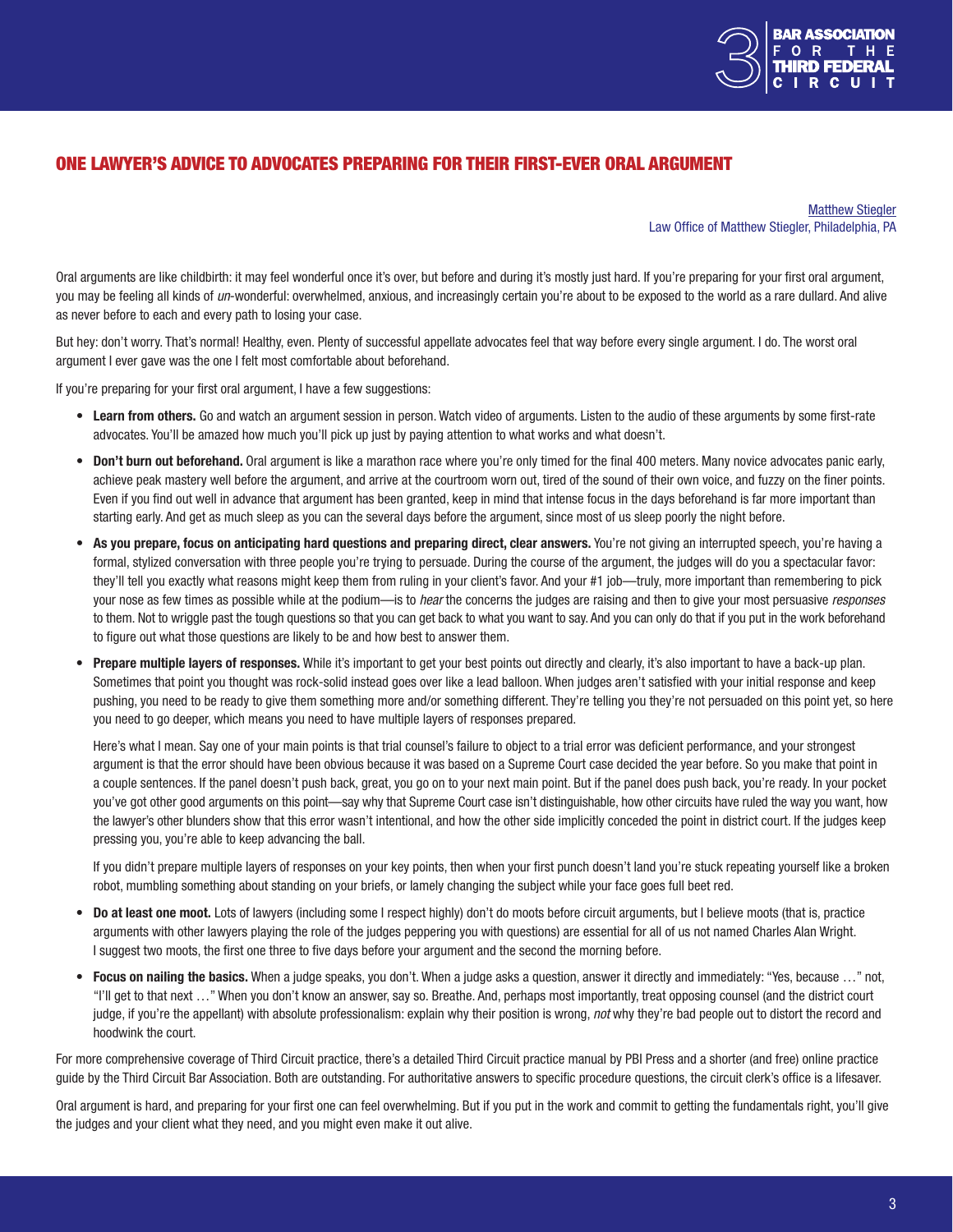# ONE LAWYER'S ADVICE TO ADVOCATES PREPARING FOR THEIR FIRST-EVER ORAL ARGUMENT

Matthew Stiegler
Law Office of Matthew Stiegler, Philadelphia, PA

Oral arguments are like childbirth: it may feel wonderful once it's over, but before and during it's mostly just hard. If you're preparing for your first oral argument, you may be feeling all kinds of *un*-wonderful: overwhelmed, anxious, and increasingly certain you're about to be exposed to the world as a rare dullard. And alive as never before to each and every path to losing your case.

But hey: don't worry. That's normal! Healthy, even. Plenty of successful appellate advocates feel that way before every single argument. I do. The worst oral argument I ever gave was the one I felt most comfortable about beforehand.

If you're preparing for your first oral argument, I have a few suggestions:

- **Learn from others.** Go and watch an argument session in person. Watch video of arguments. Listen to the audio of these arguments by some first-rate advocates. You'll be amazed how much you'll pick up just by paying attention to what works and what doesn't.

- **Don't burn out beforehand.** Oral argument is like a marathon race where you're only timed for the final 400 meters. Many novice advocates panic early, achieve peak mastery well before the argument, and arrive at the courtroom worn out, tired of the sound of their own voice, and fuzzy on the finer points. Even if you find out well in advance that argument has been granted, keep in mind that intense focus in the days beforehand is far more important than starting early. And get as much sleep as you can the several days before the argument, since most of us sleep poorly the night before.

- **As you prepare, focus on anticipating hard questions and preparing direct, clear answers.** You're not giving an interrupted speech, you're having a formal, stylized conversation with three people you're trying to persuade. During the course of the argument, the judges will do you a spectacular favor: they'll tell you exactly what reasons might keep them from ruling in your client's favor. And your #1 job—truly, more important than remembering to pick your nose as few times as possible while at the podium—is to *hear* the concerns the judges are raising and then to give your most persuasive *responses* to them. Not to wriggle past the tough questions so that you can get back to what you want to say. And you can only do that if you put in the work beforehand to figure out what those questions are likely to be and how best to answer them.

- **Prepare multiple layers of responses.** While it's important to get your best points out directly and clearly, it's also important to have a back-up plan. Sometimes that point you thought was rock-solid instead goes over like a lead balloon. When judges aren't satisfied with your initial response and keep pushing, you need to be ready to give them something more and/or something different. They're telling you they're not persuaded on this point yet, so here you need to go deeper, which means you need to have multiple layers of responses prepared.

  Here's what I mean. Say one of your main points is that trial counsel's failure to object to a trial error was deficient performance, and your strongest argument is that the error should have been obvious because it was based on a Supreme Court case decided the year before. So you make that point in a couple sentences. If the panel doesn't push back, great, you go on to your next main point. But if the panel does push back, you're ready. In your pocket you've got other good arguments on this point—say why that Supreme Court case isn't distinguishable, how other circuits have ruled the way you want, how the lawyer's other blunders show that this error wasn't intentional, and how the other side implicitly conceded the point in district court. If the judges keep pressing you, you're able to keep advancing the ball.

  If you didn't prepare multiple layers of responses on your key points, then when your first punch doesn't land you're stuck repeating yourself like a broken robot, mumbling something about standing on your briefs, or lamely changing the subject while your face goes full beet red.

- **Do at least one moot.** Lots of lawyers (including some I respect highly) don't do moots before circuit arguments, but I believe moots (that is, practice arguments with other lawyers playing the role of the judges peppering you with questions) are essential for all of us not named Charles Alan Wright. I suggest two moots, the first one three to five days before your argument and the second the morning before.

- **Focus on nailing the basics.** When a judge speaks, you don't. When a judge asks a question, answer it directly and immediately: "Yes, because …" not, "I'll get to that next …" When you don't know an answer, say so. Breathe. And, perhaps most importantly, treat opposing counsel (and the district court judge, if you're the appellant) with absolute professionalism: explain why their position is wrong, *not* why they're bad people out to distort the record and hoodwink the court.

For more comprehensive coverage of Third Circuit practice, there's a detailed Third Circuit practice manual by PBI Press and a shorter (and free) online practice guide by the Third Circuit Bar Association. Both are outstanding. For authoritative answers to specific procedure questions, the circuit clerk's office is a lifesaver.

Oral argument is hard, and preparing for your first one can feel overwhelming. But if you put in the work and commit to getting the fundamentals right, you'll give the judges and your client what they need, and you might even make it out alive.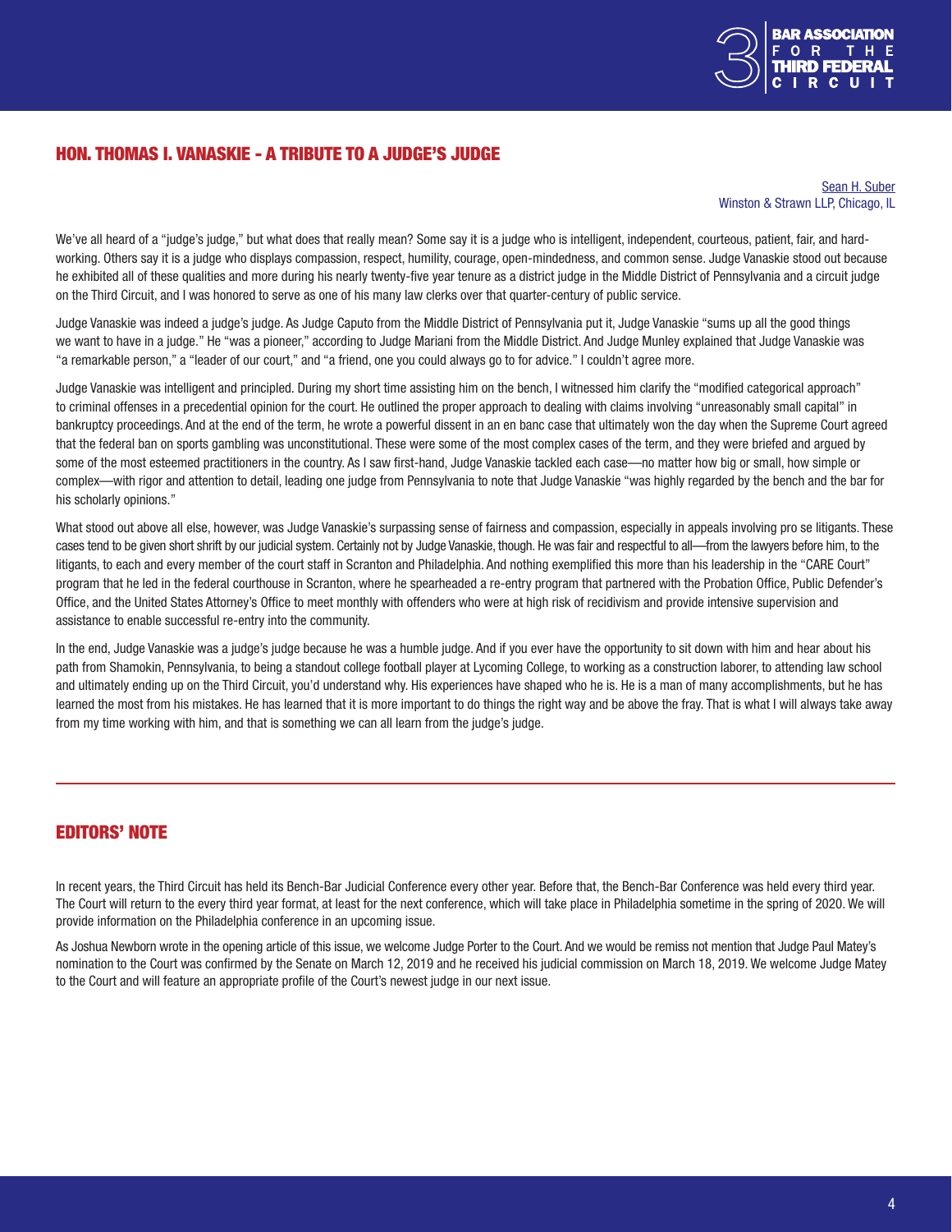## HON. THOMAS I. VANASKIE - A TRIBUTE TO A JUDGE'S JUDGE

Sean H. Suber
Winston & Strawn LLP, Chicago, IL

We've all heard of a "judge's judge," but what does that really mean? Some say it is a judge who is intelligent, independent, courteous, patient, fair, and hard-working. Others say it is a judge who displays compassion, respect, humility, courage, open-mindedness, and common sense. Judge Vanaskie stood out because he exhibited all of these qualities and more during his nearly twenty-five year tenure as a district judge in the Middle District of Pennsylvania and a circuit judge on the Third Circuit, and I was honored to serve as one of his many law clerks over that quarter-century of public service.

Judge Vanaskie was indeed a judge's judge. As Judge Caputo from the Middle District of Pennsylvania put it, Judge Vanaskie "sums up all the good things we want to have in a judge." He "was a pioneer," according to Judge Mariani from the Middle District. And Judge Munley explained that Judge Vanaskie was "a remarkable person," a "leader of our court," and "a friend, one you could always go to for advice." I couldn't agree more.

Judge Vanaskie was intelligent and principled. During my short time assisting him on the bench, I witnessed him clarify the "modified categorical approach" to criminal offenses in a precedential opinion for the court. He outlined the proper approach to dealing with claims involving "unreasonably small capital" in bankruptcy proceedings. And at the end of the term, he wrote a powerful dissent in an en banc case that ultimately won the day when the Supreme Court agreed that the federal ban on sports gambling was unconstitutional. These were some of the most complex cases of the term, and they were briefed and argued by some of the most esteemed practitioners in the country. As I saw first-hand, Judge Vanaskie tackled each case—no matter how big or small, how simple or complex—with rigor and attention to detail, leading one judge from Pennsylvania to note that Judge Vanaskie "was highly regarded by the bench and the bar for his scholarly opinions."

What stood out above all else, however, was Judge Vanaskie's surpassing sense of fairness and compassion, especially in appeals involving pro se litigants. These cases tend to be given short shrift by our judicial system. Certainly not by Judge Vanaskie, though. He was fair and respectful to all—from the lawyers before him, to the litigants, to each and every member of the court staff in Scranton and Philadelphia. And nothing exemplified this more than his leadership in the "CARE Court" program that he led in the federal courthouse in Scranton, where he spearheaded a re-entry program that partnered with the Probation Office, Public Defender's Office, and the United States Attorney's Office to meet monthly with offenders who were at high risk of recidivism and provide intensive supervision and assistance to enable successful re-entry into the community.

In the end, Judge Vanaskie was a judge's judge because he was a humble judge. And if you ever have the opportunity to sit down with him and hear about his path from Shamokin, Pennsylvania, to being a standout college football player at Lycoming College, to working as a construction laborer, to attending law school and ultimately ending up on the Third Circuit, you'd understand why. His experiences have shaped who he is. He is a man of many accomplishments, but he has learned the most from his mistakes. He has learned that it is more important to do things the right way and be above the fray. That is what I will always take away from my time working with him, and that is something we can all learn from the judge's judge.

---

## EDITORS' NOTE

In recent years, the Third Circuit has held its Bench-Bar Judicial Conference every other year. Before that, the Bench-Bar Conference was held every third year. The Court will return to the every third year format, at least for the next conference, which will take place in Philadelphia sometime in the spring of 2020. We will provide information on the Philadelphia conference in an upcoming issue.

As Joshua Newborn wrote in the opening article of this issue, we welcome Judge Porter to the Court. And we would be remiss not mention that Judge Paul Matey's nomination to the Court was confirmed by the Senate on March 12, 2019 and he received his judicial commission on March 18, 2019. We welcome Judge Matey to the Court and will feature an appropriate profile of the Court's newest judge in our next issue.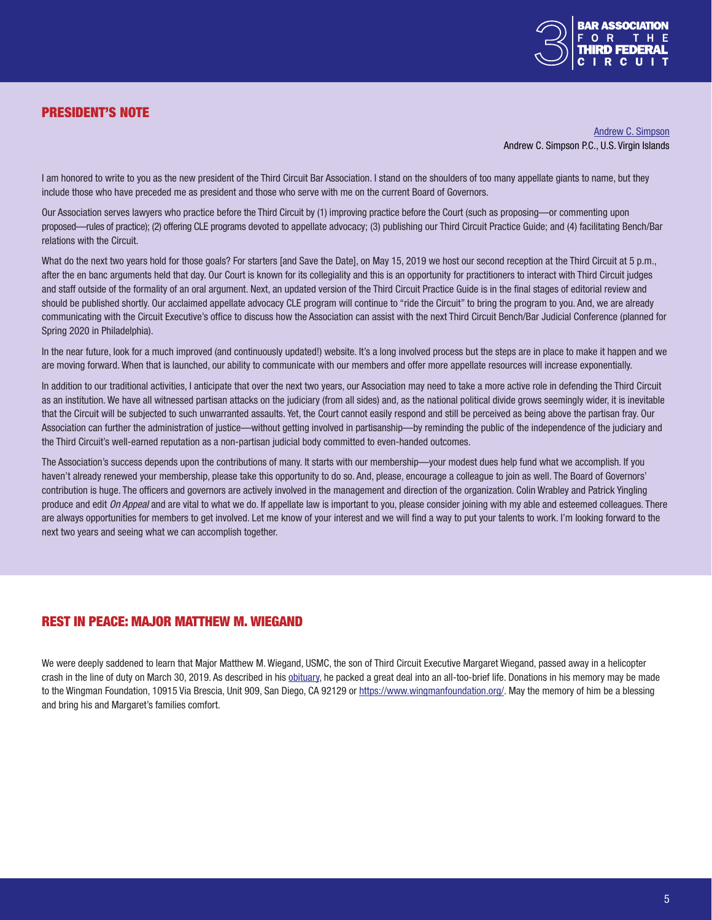## PRESIDENT'S NOTE

Andrew C. Simpson
Andrew C. Simpson P.C., U.S. Virgin Islands

I am honored to write to you as the new president of the Third Circuit Bar Association. I stand on the shoulders of too many appellate giants to name, but they include those who have preceded me as president and those who serve with me on the current Board of Governors.

Our Association serves lawyers who practice before the Third Circuit by (1) improving practice before the Court (such as proposing—or commenting upon proposed—rules of practice); (2) offering CLE programs devoted to appellate advocacy; (3) publishing our Third Circuit Practice Guide; and (4) facilitating Bench/Bar relations with the Circuit.

What do the next two years hold for those goals? For starters [and Save the Date], on May 15, 2019 we host our second reception at the Third Circuit at 5 p.m., after the en banc arguments held that day. Our Court is known for its collegiality and this is an opportunity for practitioners to interact with Third Circuit judges and staff outside of the formality of an oral argument. Next, an updated version of the Third Circuit Practice Guide is in the final stages of editorial review and should be published shortly. Our acclaimed appellate advocacy CLE program will continue to "ride the Circuit" to bring the program to you. And, we are already communicating with the Circuit Executive's office to discuss how the Association can assist with the next Third Circuit Bench/Bar Judicial Conference (planned for Spring 2020 in Philadelphia).

In the near future, look for a much improved (and continuously updated!) website. It's a long involved process but the steps are in place to make it happen and we are moving forward. When that is launched, our ability to communicate with our members and offer more appellate resources will increase exponentially.

In addition to our traditional activities, I anticipate that over the next two years, our Association may need to take a more active role in defending the Third Circuit as an institution. We have all witnessed partisan attacks on the judiciary (from all sides) and, as the national political divide grows seemingly wider, it is inevitable that the Circuit will be subjected to such unwarranted assaults. Yet, the Court cannot easily respond and still be perceived as being above the partisan fray. Our Association can further the administration of justice—without getting involved in partisanship—by reminding the public of the independence of the judiciary and the Third Circuit's well-earned reputation as a non-partisan judicial body committed to even-handed outcomes.

The Association's success depends upon the contributions of many. It starts with our membership—your modest dues help fund what we accomplish. If you haven't already renewed your membership, please take this opportunity to do so. And, please, encourage a colleague to join as well. The Board of Governors' contribution is huge. The officers and governors are actively involved in the management and direction of the organization. Colin Wrabley and Patrick Yingling produce and edit *On Appeal* and are vital to what we do. If appellate law is important to you, please consider joining with my able and esteemed colleagues. There are always opportunities for members to get involved. Let me know of your interest and we will find a way to put your talents to work. I'm looking forward to the next two years and seeing what we can accomplish together.

## REST IN PEACE: MAJOR MATTHEW M. WIEGAND

We were deeply saddened to learn that Major Matthew M. Wiegand, USMC, the son of Third Circuit Executive Margaret Wiegand, passed away in a helicopter crash in the line of duty on March 30, 2019. As described in his obituary, he packed a great deal into an all-too-brief life. Donations in his memory may be made to the Wingman Foundation, 10915 Via Brescia, Unit 909, San Diego, CA 92129 or https://www.wingmanfoundation.org/. May the memory of him be a blessing and bring his and Margaret's families comfort.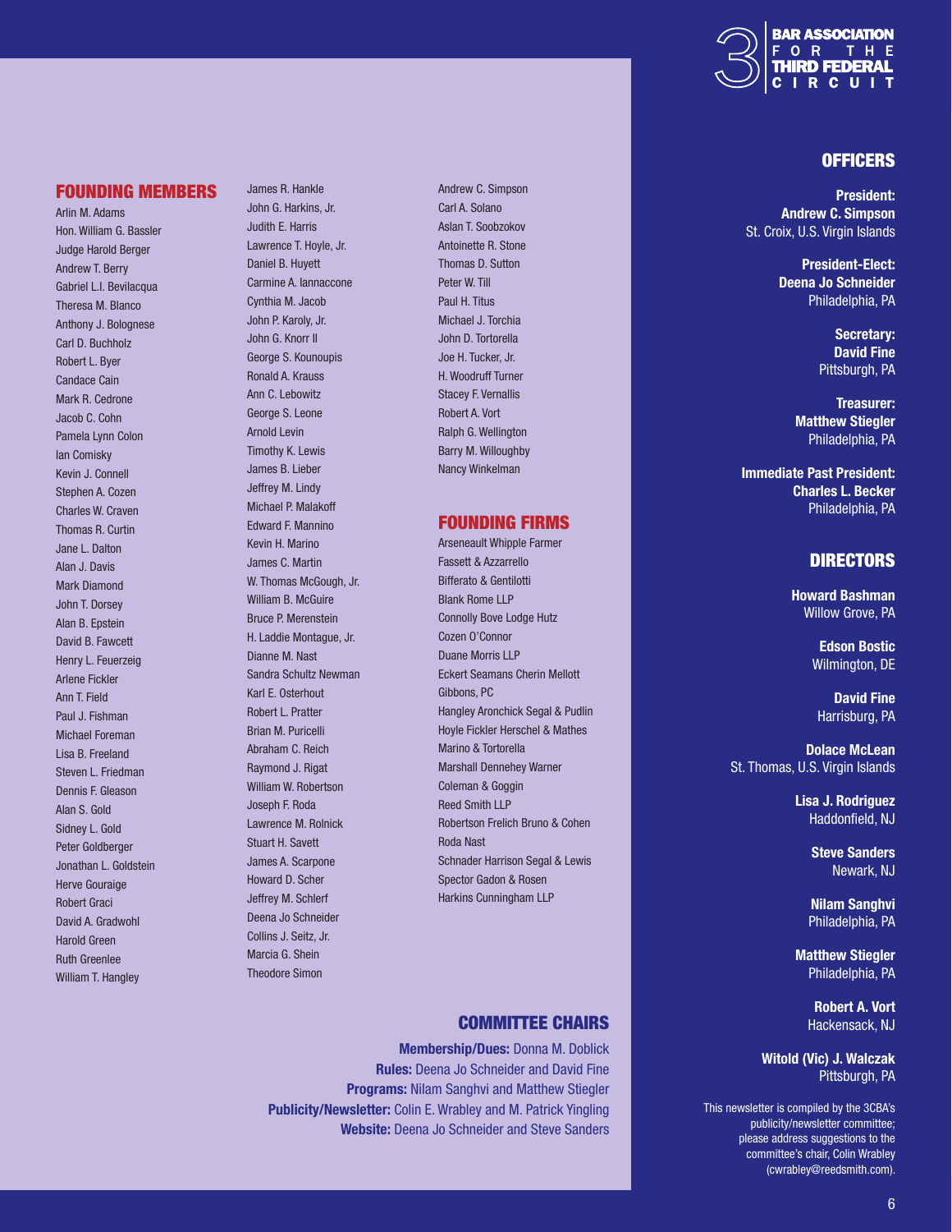BAR ASSOCIATION FOR THE THIRD FEDERAL CIRCUIT

## FOUNDING MEMBERS

Arlin M. Adams
Hon. William G. Bassler
Judge Harold Berger
Andrew T. Berry
Gabriel L.I. Bevilacqua
Theresa M. Blanco
Anthony J. Bolognese
Carl D. Buchholz
Robert L. Byer
Candace Cain
Mark R. Cedrone
Jacob C. Cohn
Pamela Lynn Colon
Ian Comisky
Kevin J. Connell
Stephen A. Cozen
Charles W. Craven
Thomas R. Curtin
Jane L. Dalton
Alan J. Davis
Mark Diamond
John T. Dorsey
Alan B. Epstein
David B. Fawcett
Henry L. Feuerzeig
Arlene Fickler
Ann T. Field
Paul J. Fishman
Michael Foreman
Lisa B. Freeland
Steven L. Friedman
Dennis F. Gleason
Alan S. Gold
Sidney L. Gold
Peter Goldberger
Jonathan L. Goldstein
Herve Gouraige
Robert Graci
David A. Gradwohl
Harold Green
Ruth Greenlee
William T. Hangley
James R. Hankle
John G. Harkins, Jr.
Judith E. Harris
Lawrence T. Hoyle, Jr.
Daniel B. Huyett
Carmine A. Iannaccone
Cynthia M. Jacob
John P. Karoly, Jr.
John G. Knorr II
George S. Kounoupis
Ronald A. Krauss
Ann C. Lebowitz
George S. Leone
Arnold Levin
Timothy K. Lewis
James B. Lieber
Jeffrey M. Lindy
Michael P. Malakoff
Edward F. Mannino
Kevin H. Marino
James C. Martin
W. Thomas McGough, Jr.
William B. McGuire
Bruce P. Merenstein
H. Laddie Montague, Jr.
Dianne M. Nast
Sandra Schultz Newman
Karl E. Osterhout
Robert L. Pratter
Brian M. Puricelli
Abraham C. Reich
Raymond J. Rigat
William W. Robertson
Joseph F. Roda
Lawrence M. Rolnick
Stuart H. Savett
James A. Scarpone
Howard D. Scher
Jeffrey M. Schlerf
Deena Jo Schneider
Collins J. Seitz, Jr.
Marcia G. Shein
Theodore Simon
Andrew C. Simpson
Carl A. Solano
Aslan T. Soobzokov
Antoinette R. Stone
Thomas D. Sutton
Peter W. Till
Paul H. Titus
Michael J. Torchia
John D. Tortorella
Joe H. Tucker, Jr.
H. Woodruff Turner
Stacey F. Vernallis
Robert A. Vort
Ralph G. Wellington
Barry M. Willoughby
Nancy Winkelman

## FOUNDING FIRMS

Arseneault Whipple Farmer
Fassett & Azzarello
Bifferato & Gentilotti
Blank Rome LLP
Connolly Bove Lodge Hutz
Cozen O'Connor
Duane Morris LLP
Eckert Seamans Cherin Mellott
Gibbons, PC
Hangley Aronchick Segal & Pudlin
Hoyle Fickler Herschel & Mathes
Marino & Tortorella
Marshall Dennehey Warner
Coleman & Goggin
Reed Smith LLP
Robertson Frelich Bruno & Cohen
Roda Nast
Schnader Harrison Segal & Lewis
Spector Gadon & Rosen
Harkins Cunningham LLP

## COMMITTEE CHAIRS

**Membership/Dues:** Donna M. Doblick
**Rules:** Deena Jo Schneider and David Fine
**Programs:** Nilam Sanghvi and Matthew Stiegler
**Publicity/Newsletter:** Colin E. Wrabley and M. Patrick Yingling
**Website:** Deena Jo Schneider and Steve Sanders

## OFFICERS

**President:**
**Andrew C. Simpson**
St. Croix, U.S. Virgin Islands

**President-Elect:**
**Deena Jo Schneider**
Philadelphia, PA

**Secretary:**
**David Fine**
Pittsburgh, PA

**Treasurer:**
**Matthew Stiegler**
Philadelphia, PA

**Immediate Past President:**
**Charles L. Becker**
Philadelphia, PA

## DIRECTORS

**Howard Bashman**
Willow Grove, PA

**Edson Bostic**
Wilmington, DE

**David Fine**
Harrisburg, PA

**Dolace McLean**
St. Thomas, U.S. Virgin Islands

**Lisa J. Rodriguez**
Haddonfield, NJ

**Steve Sanders**
Newark, NJ

**Nilam Sanghvi**
Philadelphia, PA

**Matthew Stiegler**
Philadelphia, PA

**Robert A. Vort**
Hackensack, NJ

**Witold (Vic) J. Walczak**
Pittsburgh, PA

This newsletter is compiled by the 3CBA's publicity/newsletter committee; please address suggestions to the committee's chair, Colin Wrabley (cwrabley@reedsmith.com).